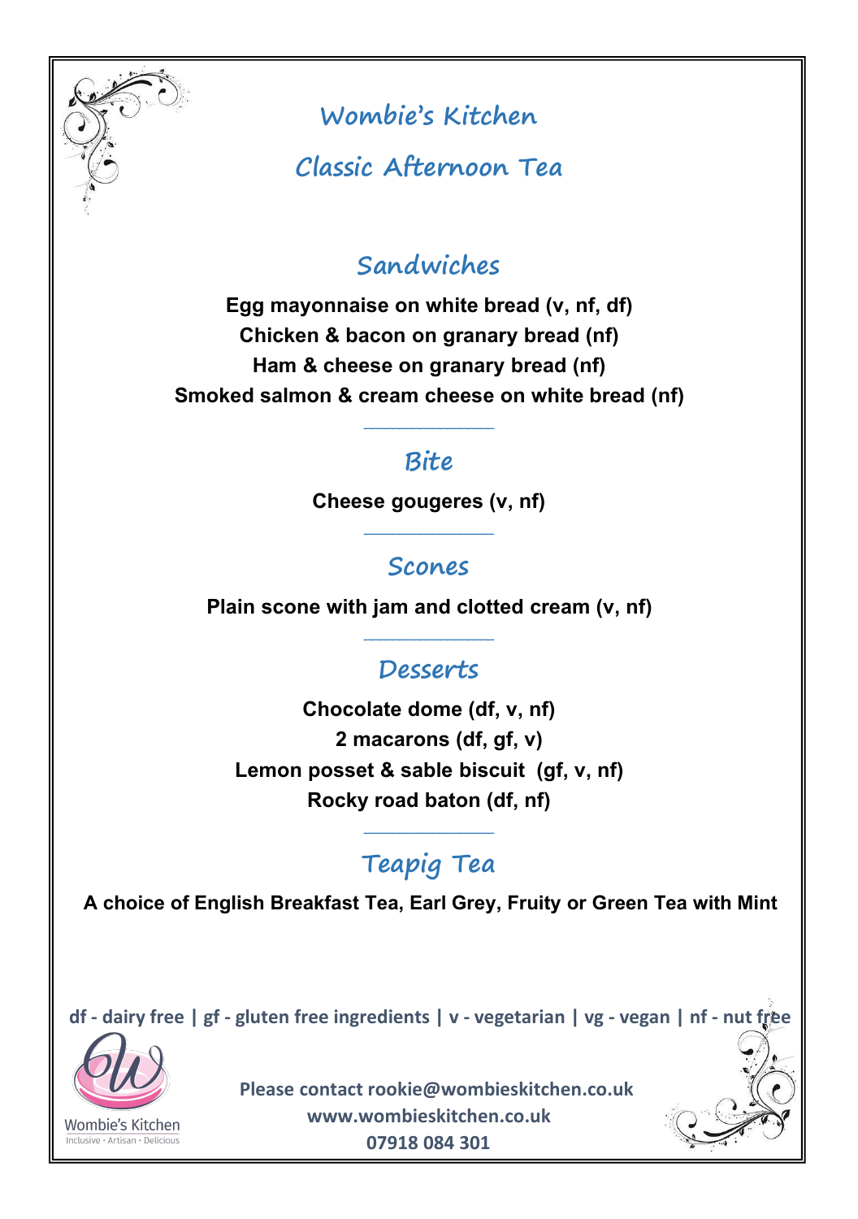# Wombie's Kitchen

## Classic Afternoon Tea

### Sandwiches

**Egg mayonnaise on white bread (v, nf, df)**
**Chicken & bacon on granary bread (nf)**
**Ham & cheese on granary bread (nf)**
**Smoked salmon & cream cheese on white bread (nf)**

### Bite

**Cheese gougeres (v, nf)**

### Scones

**Plain scone with jam and clotted cream (v, nf)**

### Desserts

**Chocolate dome (df, v, nf)**
**2 macarons (df, gf, v)**
**Lemon posset & sable biscuit (gf, v, nf)**
**Rocky road baton (df, nf)**

### Teapig Tea

**A choice of English Breakfast Tea, Earl Grey, Fruity or Green Tea with Mint**

**df - dairy free | gf - gluten free ingredients | v - vegetarian | vg - vegan | nf - nut free**

Wombie's Kitchen
Inclusive · Artisan · Delicious

**Please contact rookie@wombieskitchen.co.uk**
**www.wombieskitchen.co.uk**
**07918 084 301**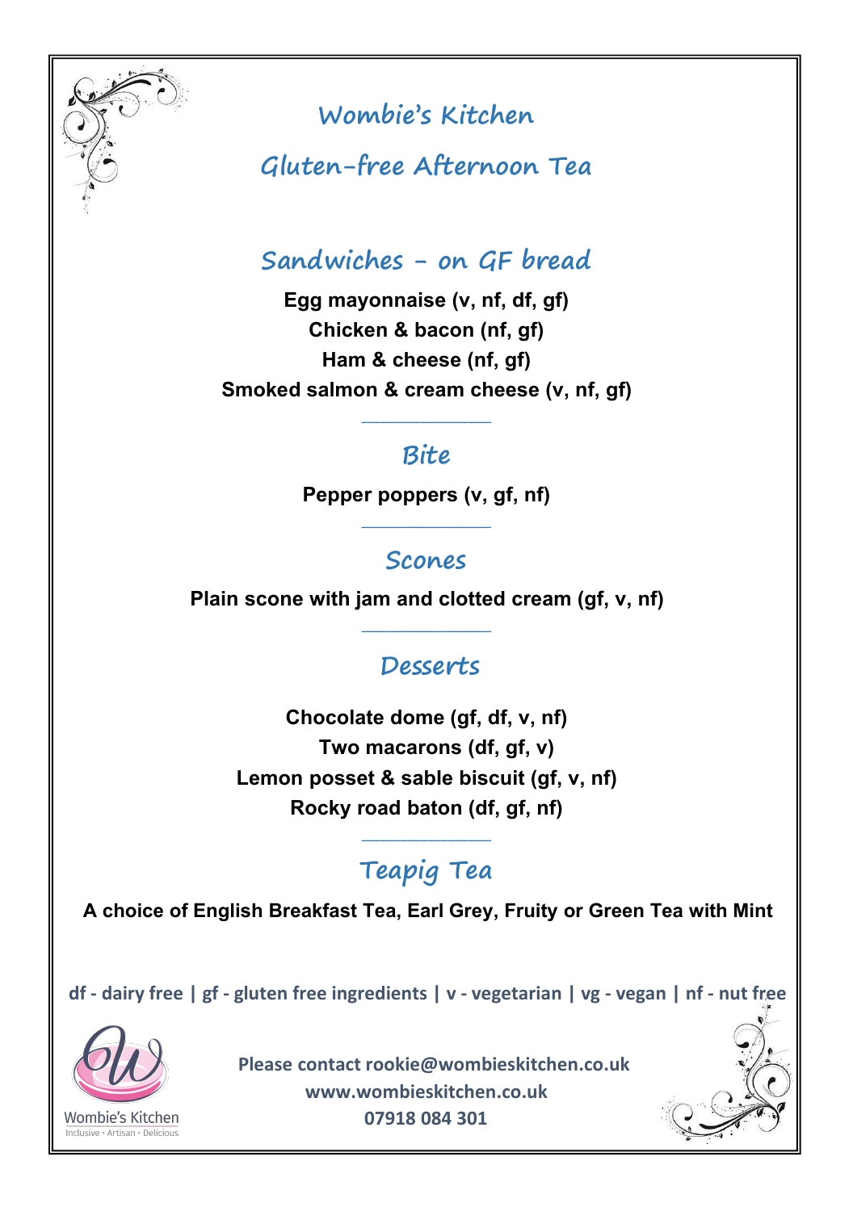# Wombie's Kitchen

# Gluten-free Afternoon Tea

## Sandwiches – on GF bread

**Egg mayonnaise (v, nf, df, gf)**
**Chicken & bacon (nf, gf)**
**Ham & cheese (nf, gf)**
**Smoked salmon & cream cheese (v, nf, gf)**

## Bite

**Pepper poppers (v, gf, nf)**

## Scones

**Plain scone with jam and clotted cream (gf, v, nf)**

## Desserts

**Chocolate dome (gf, df, v, nf)**
**Two macarons (df, gf, v)**
**Lemon posset & sable biscuit (gf, v, nf)**
**Rocky road baton (df, gf, nf)**

## Teapig Tea

**A choice of English Breakfast Tea, Earl Grey, Fruity or Green Tea with Mint**

df - dairy free | gf - gluten free ingredients | v - vegetarian | vg - vegan | nf - nut free

Wombie's Kitchen
Inclusive · Artisan · Delicious

Please contact rookie@wombieskitchen.co.uk
www.wombieskitchen.co.uk
07918 084 301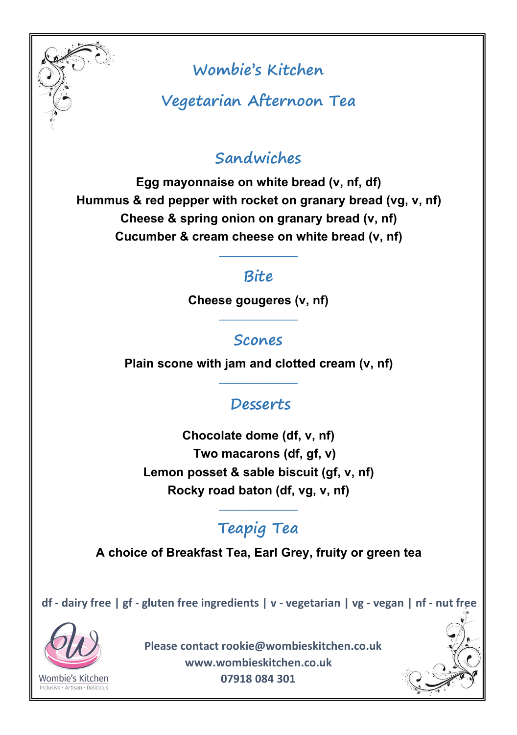# Wombie's Kitchen

## Vegetarian Afternoon Tea

### Sandwiches

**Egg mayonnaise on white bread (v, nf, df)**
**Hummus & red pepper with rocket on granary bread (vg, v, nf)**
**Cheese & spring onion on granary bread (v, nf)**
**Cucumber & cream cheese on white bread (v, nf)**

---

### Bite

**Cheese gougeres (v, nf)**

---

### Scones

**Plain scone with jam and clotted cream (v, nf)**

---

### Desserts

**Chocolate dome (df, v, nf)**
**Two macarons (df, gf, v)**
**Lemon posset & sable biscuit (gf, v, nf)**
**Rocky road baton (df, vg, v, nf)**

---

### Teapig Tea

**A choice of Breakfast Tea, Earl Grey, fruity or green tea**

**df - dairy free | gf - gluten free ingredients | v - vegetarian | vg - vegan | nf - nut free**

Wombie's Kitchen
Inclusive · Artisan · Delicious

**Please contact rookie@wombieskitchen.co.uk**
**www.wombieskitchen.co.uk**
**07918 084 301**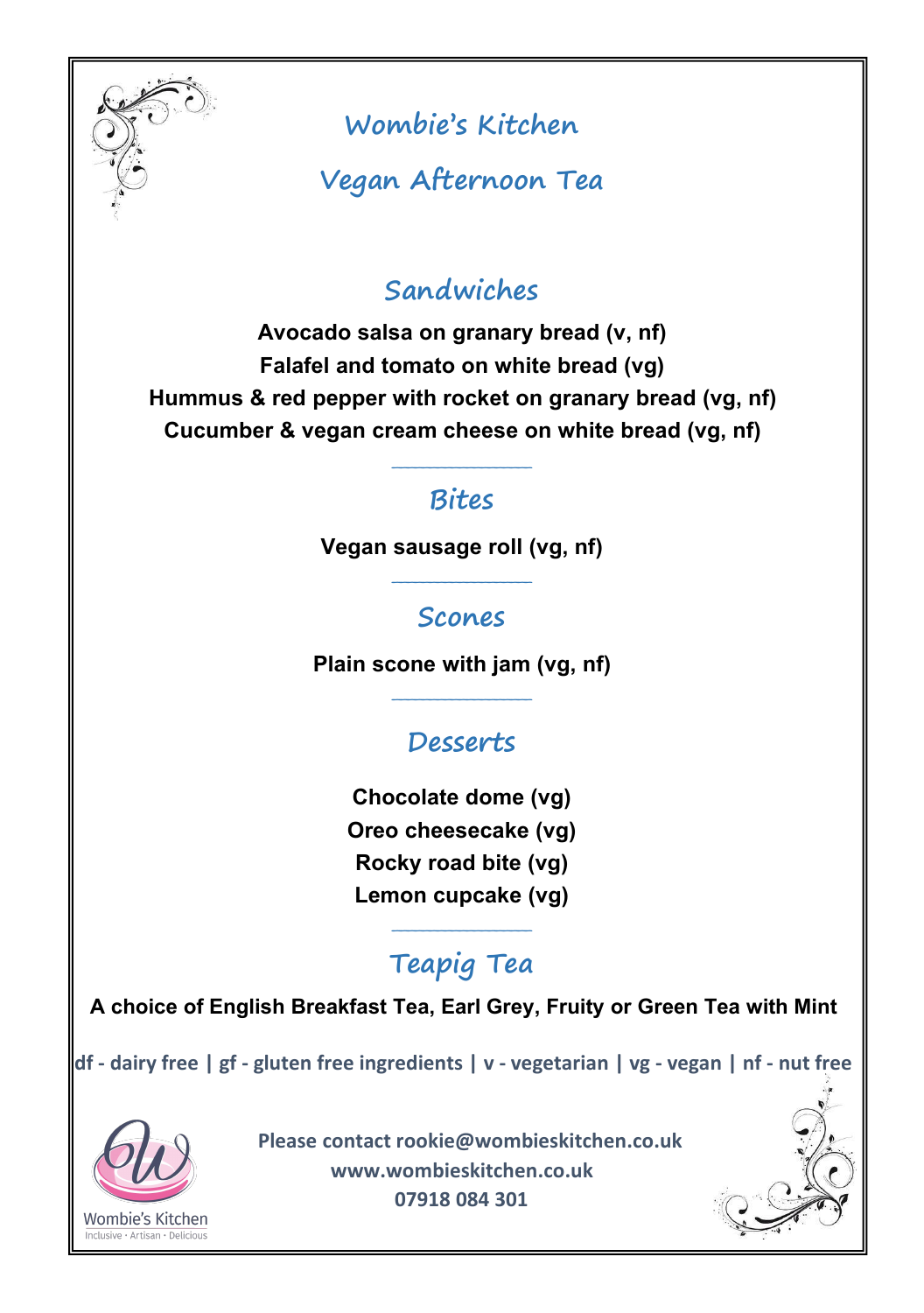# Wombie's Kitchen

## Vegan Afternoon Tea

### Sandwiches

**Avocado salsa on granary bread (v, nf)**
**Falafel and tomato on white bread (vg)**
**Hummus & red pepper with rocket on granary bread (vg, nf)**
**Cucumber & vegan cream cheese on white bread (vg, nf)**

---

### Bites

**Vegan sausage roll (vg, nf)**

---

### Scones

**Plain scone with jam (vg, nf)**

---

### Desserts

**Chocolate dome (vg)**
**Oreo cheesecake (vg)**
**Rocky road bite (vg)**
**Lemon cupcake (vg)**

---

### Teapig Tea

**A choice of English Breakfast Tea, Earl Grey, Fruity or Green Tea with Mint**

**df - dairy free | gf - gluten free ingredients | v - vegetarian | vg - vegan | nf - nut free**

Wombie's Kitchen
Inclusive · Artisan · Delicious

**Please contact rookie@wombieskitchen.co.uk**
**www.wombieskitchen.co.uk**
**07918 084 301**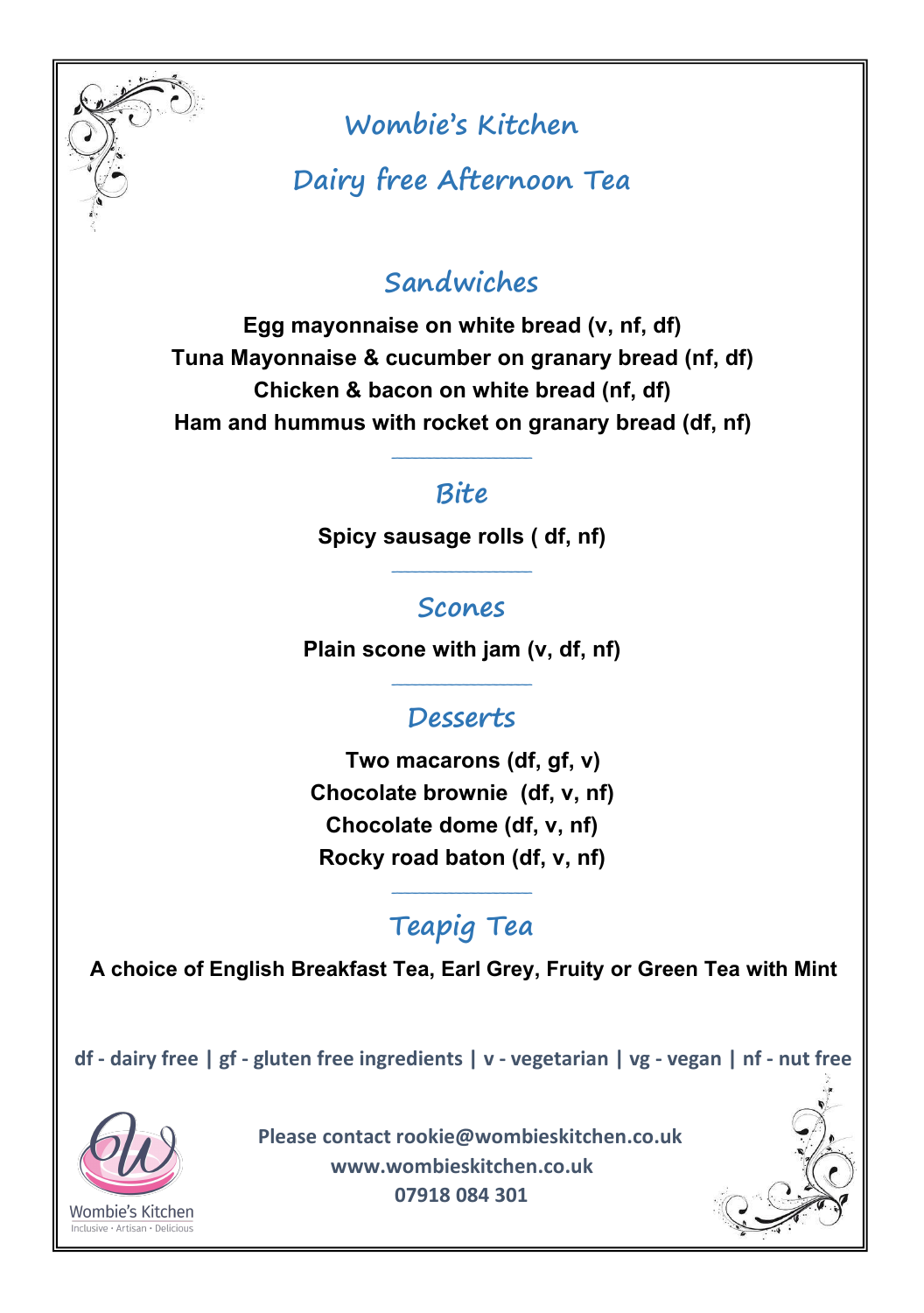# Wombie's Kitchen

## Dairy free Afternoon Tea

### Sandwiches

**Egg mayonnaise on white bread (v, nf, df)**
**Tuna Mayonnaise & cucumber on granary bread (nf, df)**
**Chicken & bacon on white bread (nf, df)**
**Ham and hummus with rocket on granary bread (df, nf)**

---

### Bite

**Spicy sausage rolls ( df, nf)**

---

### Scones

**Plain scone with jam (v, df, nf)**

---

### Desserts

**Two macarons (df, gf, v)**
**Chocolate brownie (df, v, nf)**
**Chocolate dome (df, v, nf)**
**Rocky road baton (df, v, nf)**

---

### Teapig Tea

**A choice of English Breakfast Tea, Earl Grey, Fruity or Green Tea with Mint**

df - dairy free | gf - gluten free ingredients | v - vegetarian | vg - vegan | nf - nut free

Please contact rookie@wombieskitchen.co.uk
www.wombieskitchen.co.uk
07918 084 301

Wombie's Kitchen
Inclusive • Artisan • Delicious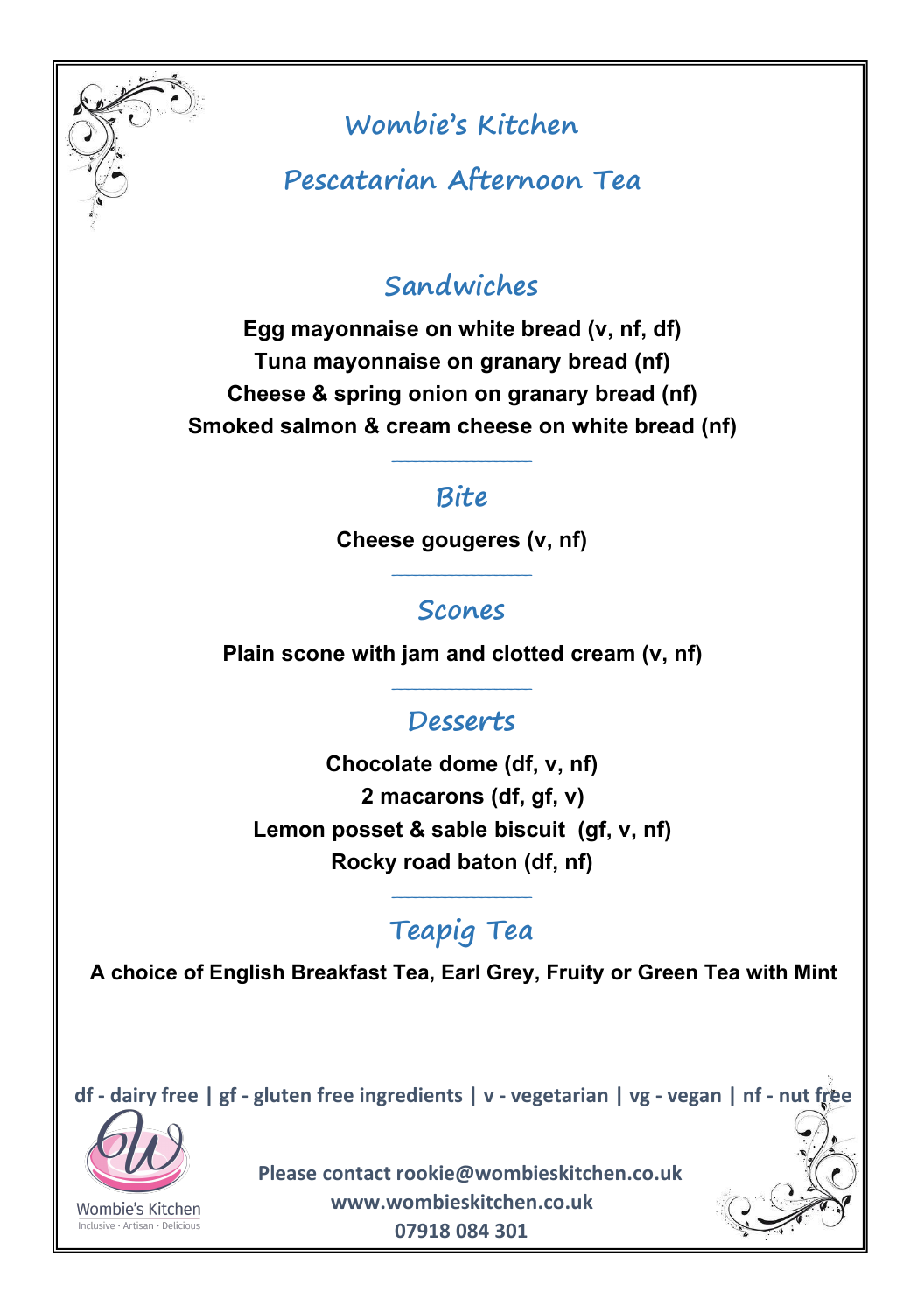# Wombie's Kitchen

## Pescatarian Afternoon Tea

### Sandwiches

**Egg mayonnaise on white bread (v, nf, df)**
**Tuna mayonnaise on granary bread (nf)**
**Cheese & spring onion on granary bread (nf)**
**Smoked salmon & cream cheese on white bread (nf)**

---

### Bite

**Cheese gougeres (v, nf)**

---

### Scones

**Plain scone with jam and clotted cream (v, nf)**

---

### Desserts

**Chocolate dome (df, v, nf)**
**2 macarons (df, gf, v)**
**Lemon posset & sable biscuit (gf, v, nf)**
**Rocky road baton (df, nf)**

---

### Teapig Tea

**A choice of English Breakfast Tea, Earl Grey, Fruity or Green Tea with Mint**

**df - dairy free | gf - gluten free ingredients | v - vegetarian | vg - vegan | nf - nut free**

Wombie's Kitchen
Inclusive • Artisan • Delicious

**Please contact rookie@wombieskitchen.co.uk**
**www.wombieskitchen.co.uk**
**07918 084 301**